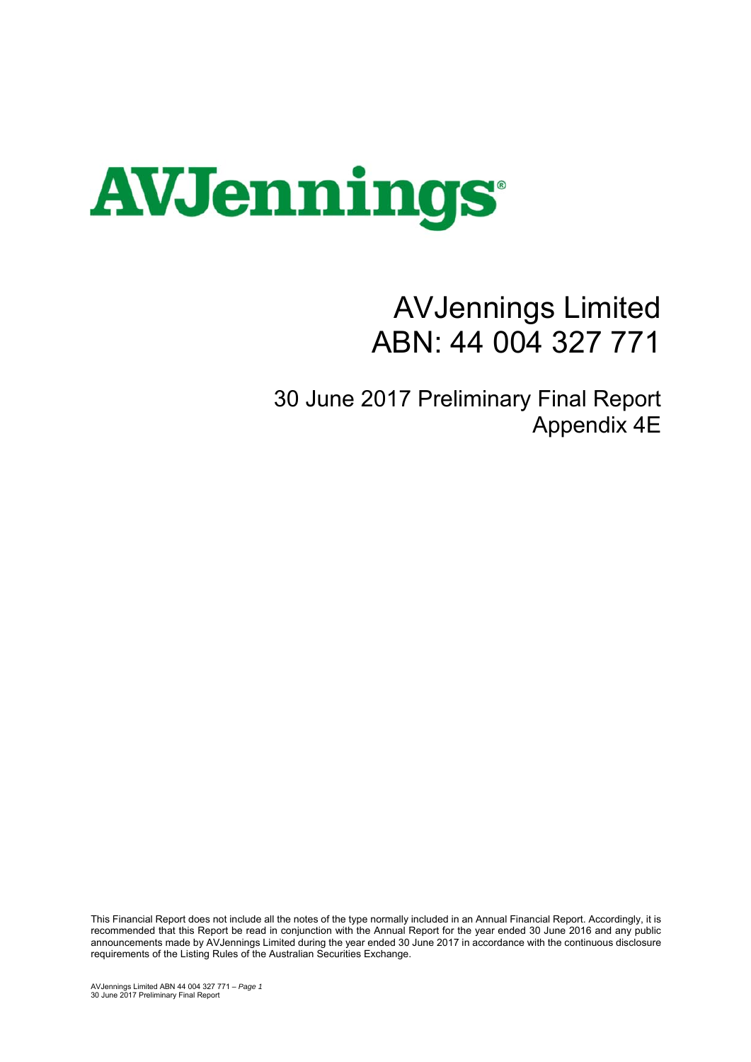# AVJennings

# AVJennings Limited
# ABN: 44 004 327 771

## 30 June 2017 Preliminary Final Report
## Appendix 4E

This Financial Report does not include all the notes of the type normally included in an Annual Financial Report. Accordingly, it is recommended that this Report be read in conjunction with the Annual Report for the year ended 30 June 2016 and any public announcements made by AVJennings Limited during the year ended 30 June 2017 in accordance with the continuous disclosure requirements of the Listing Rules of the Australian Securities Exchange.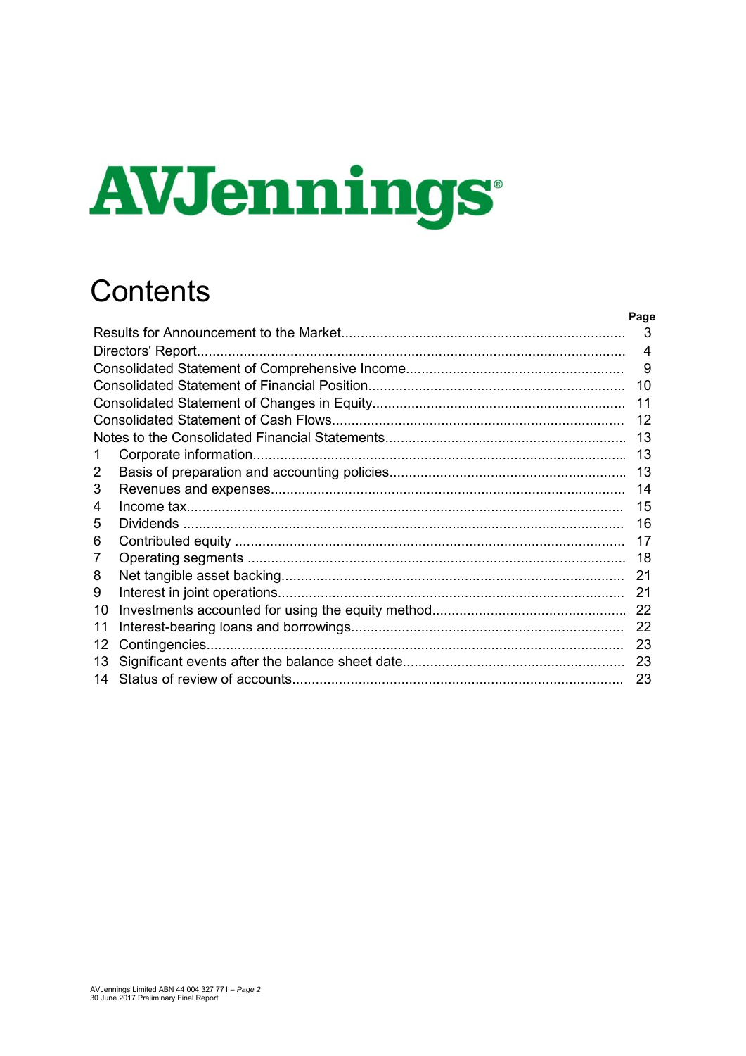AVJennings®

# Contents

| | | Page |
|---|---|---|
| Results for Announcement to the Market | | 3 |
| Directors' Report | | 4 |
| Consolidated Statement of Comprehensive Income | | 9 |
| Consolidated Statement of Financial Position | | 10 |
| Consolidated Statement of Changes in Equity | | 11 |
| Consolidated Statement of Cash Flows | | 12 |
| Notes to the Consolidated Financial Statements | | 13 |
| 1 | Corporate information | 13 |
| 2 | Basis of preparation and accounting policies | 13 |
| 3 | Revenues and expenses | 14 |
| 4 | Income tax | 15 |
| 5 | Dividends | 16 |
| 6 | Contributed equity | 17 |
| 7 | Operating segments | 18 |
| 8 | Net tangible asset backing | 21 |
| 9 | Interest in joint operations | 21 |
| 10 | Investments accounted for using the equity method | 22 |
| 11 | Interest-bearing loans and borrowings | 22 |
| 12 | Contingencies | 23 |
| 13 | Significant events after the balance sheet date | 23 |
| 14 | Status of review of accounts | 23 |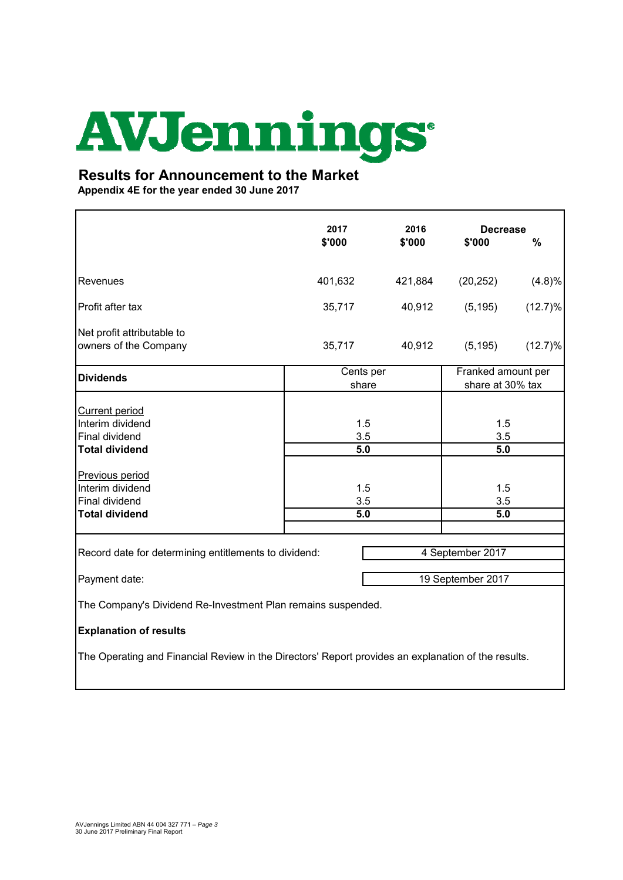# AVJennings

## Results for Announcement to the Market

**Appendix 4E for the year ended 30 June 2017**

| | 2017 $'000 | 2016 $'000 | Decrease $'000 | Decrease % |
|---|---|---|---|---|
| Revenues | 401,632 | 421,884 | (20,252) | (4.8)% |
| Profit after tax | 35,717 | 40,912 | (5,195) | (12.7)% |
| Net profit attributable to owners of the Company | 35,717 | 40,912 | (5,195) | (12.7)% |

| **Dividends** | Cents per share | Franked amount per share at 30% tax |
|---|---|---|
| Current period | | |
| Interim dividend | 1.5 | 1.5 |
| Final dividend | 3.5 | 3.5 |
| **Total dividend** | **5.0** | **5.0** |
| Previous period | | |
| Interim dividend | 1.5 | 1.5 |
| Final dividend | 3.5 | 3.5 |
| **Total dividend** | **5.0** | **5.0** |

Record date for determining entitlements to dividend: 4 September 2017

Payment date: 19 September 2017

The Company's Dividend Re-Investment Plan remains suspended.

**Explanation of results**

The Operating and Financial Review in the Directors' Report provides an explanation of the results.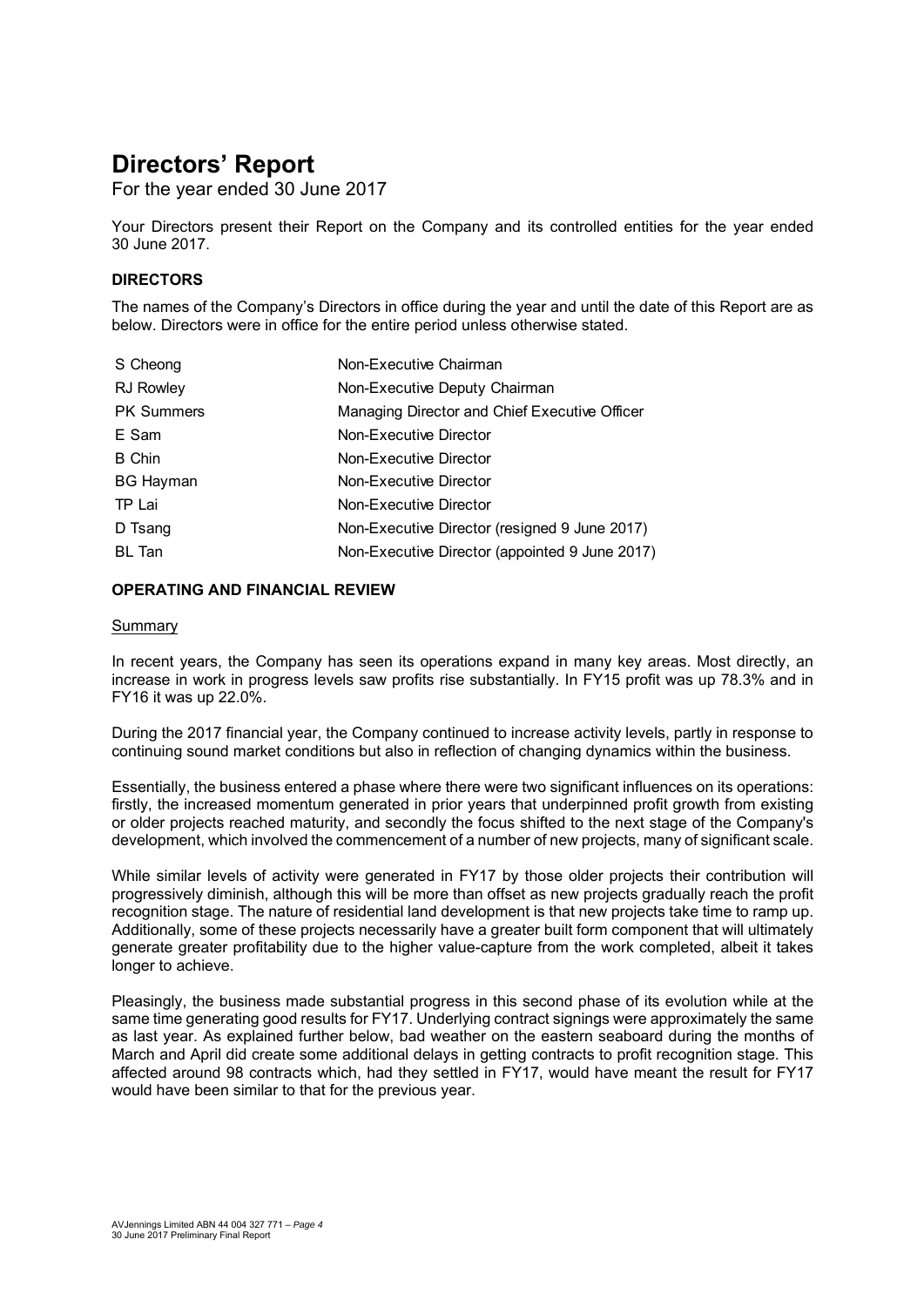# Directors' Report

For the year ended 30 June 2017

Your Directors present their Report on the Company and its controlled entities for the year ended 30 June 2017.

## DIRECTORS

The names of the Company's Directors in office during the year and until the date of this Report are as below. Directors were in office for the entire period unless otherwise stated.

| | |
|---|---|
| S Cheong | Non-Executive Chairman |
| RJ Rowley | Non-Executive Deputy Chairman |
| PK Summers | Managing Director and Chief Executive Officer |
| E Sam | Non-Executive Director |
| B Chin | Non-Executive Director |
| BG Hayman | Non-Executive Director |
| TP Lai | Non-Executive Director |
| D Tsang | Non-Executive Director (resigned 9 June 2017) |
| BL Tan | Non-Executive Director (appointed 9 June 2017) |

## OPERATING AND FINANCIAL REVIEW

### Summary

In recent years, the Company has seen its operations expand in many key areas. Most directly, an increase in work in progress levels saw profits rise substantially. In FY15 profit was up 78.3% and in FY16 it was up 22.0%.

During the 2017 financial year, the Company continued to increase activity levels, partly in response to continuing sound market conditions but also in reflection of changing dynamics within the business.

Essentially, the business entered a phase where there were two significant influences on its operations: firstly, the increased momentum generated in prior years that underpinned profit growth from existing or older projects reached maturity, and secondly the focus shifted to the next stage of the Company's development, which involved the commencement of a number of new projects, many of significant scale.

While similar levels of activity were generated in FY17 by those older projects their contribution will progressively diminish, although this will be more than offset as new projects gradually reach the profit recognition stage. The nature of residential land development is that new projects take time to ramp up. Additionally, some of these projects necessarily have a greater built form component that will ultimately generate greater profitability due to the higher value-capture from the work completed, albeit it takes longer to achieve.

Pleasingly, the business made substantial progress in this second phase of its evolution while at the same time generating good results for FY17. Underlying contract signings were approximately the same as last year. As explained further below, bad weather on the eastern seaboard during the months of March and April did create some additional delays in getting contracts to profit recognition stage. This affected around 98 contracts which, had they settled in FY17, would have meant the result for FY17 would have been similar to that for the previous year.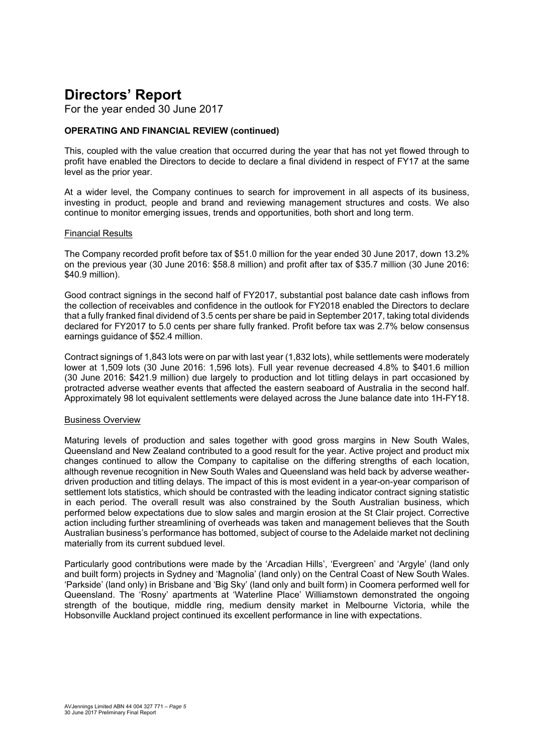# Directors' Report

For the year ended 30 June 2017

**OPERATING AND FINANCIAL REVIEW (continued)**

This, coupled with the value creation that occurred during the year that has not yet flowed through to profit have enabled the Directors to decide to declare a final dividend in respect of FY17 at the same level as the prior year.

At a wider level, the Company continues to search for improvement in all aspects of its business, investing in product, people and brand and reviewing management structures and costs. We also continue to monitor emerging issues, trends and opportunities, both short and long term.

Financial Results

The Company recorded profit before tax of $51.0 million for the year ended 30 June 2017, down 13.2% on the previous year (30 June 2016: $58.8 million) and profit after tax of $35.7 million (30 June 2016: $40.9 million).

Good contract signings in the second half of FY2017, substantial post balance date cash inflows from the collection of receivables and confidence in the outlook for FY2018 enabled the Directors to declare that a fully franked final dividend of 3.5 cents per share be paid in September 2017, taking total dividends declared for FY2017 to 5.0 cents per share fully franked. Profit before tax was 2.7% below consensus earnings guidance of $52.4 million.

Contract signings of 1,843 lots were on par with last year (1,832 lots), while settlements were moderately lower at 1,509 lots (30 June 2016: 1,596 lots). Full year revenue decreased 4.8% to $401.6 million (30 June 2016: $421.9 million) due largely to production and lot titling delays in part occasioned by protracted adverse weather events that affected the eastern seaboard of Australia in the second half. Approximately 98 lot equivalent settlements were delayed across the June balance date into 1H-FY18.

Business Overview

Maturing levels of production and sales together with good gross margins in New South Wales, Queensland and New Zealand contributed to a good result for the year. Active project and product mix changes continued to allow the Company to capitalise on the differing strengths of each location, although revenue recognition in New South Wales and Queensland was held back by adverse weather-driven production and titling delays. The impact of this is most evident in a year-on-year comparison of settlement lots statistics, which should be contrasted with the leading indicator contract signing statistic in each period. The overall result was also constrained by the South Australian business, which performed below expectations due to slow sales and margin erosion at the St Clair project. Corrective action including further streamlining of overheads was taken and management believes that the South Australian business's performance has bottomed, subject of course to the Adelaide market not declining materially from its current subdued level.

Particularly good contributions were made by the 'Arcadian Hills', 'Evergreen' and 'Argyle' (land only and built form) projects in Sydney and 'Magnolia' (land only) on the Central Coast of New South Wales. 'Parkside' (land only) in Brisbane and 'Big Sky' (land only and built form) in Coomera performed well for Queensland. The 'Rosny' apartments at 'Waterline Place' Williamstown demonstrated the ongoing strength of the boutique, middle ring, medium density market in Melbourne Victoria, while the Hobsonville Auckland project continued its excellent performance in line with expectations.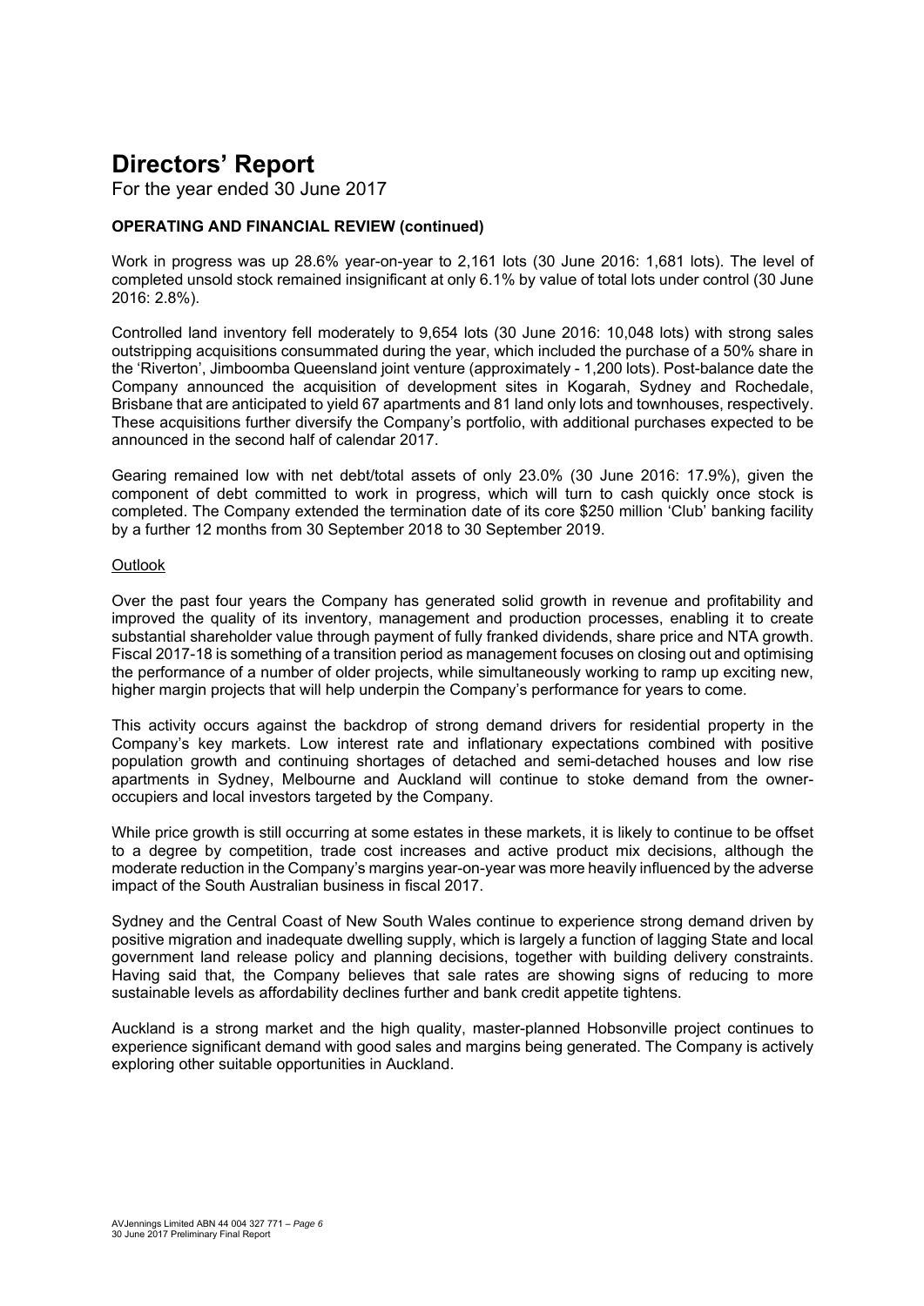# Directors' Report

For the year ended 30 June 2017

**OPERATING AND FINANCIAL REVIEW (continued)**

Work in progress was up 28.6% year-on-year to 2,161 lots (30 June 2016: 1,681 lots). The level of completed unsold stock remained insignificant at only 6.1% by value of total lots under control (30 June 2016: 2.8%).

Controlled land inventory fell moderately to 9,654 lots (30 June 2016: 10,048 lots) with strong sales outstripping acquisitions consummated during the year, which included the purchase of a 50% share in the 'Riverton', Jimboomba Queensland joint venture (approximately - 1,200 lots). Post-balance date the Company announced the acquisition of development sites in Kogarah, Sydney and Rochedale, Brisbane that are anticipated to yield 67 apartments and 81 land only lots and townhouses, respectively. These acquisitions further diversify the Company's portfolio, with additional purchases expected to be announced in the second half of calendar 2017.

Gearing remained low with net debt/total assets of only 23.0% (30 June 2016: 17.9%), given the component of debt committed to work in progress, which will turn to cash quickly once stock is completed. The Company extended the termination date of its core $250 million 'Club' banking facility by a further 12 months from 30 September 2018 to 30 September 2019.

Outlook

Over the past four years the Company has generated solid growth in revenue and profitability and improved the quality of its inventory, management and production processes, enabling it to create substantial shareholder value through payment of fully franked dividends, share price and NTA growth. Fiscal 2017-18 is something of a transition period as management focuses on closing out and optimising the performance of a number of older projects, while simultaneously working to ramp up exciting new, higher margin projects that will help underpin the Company's performance for years to come.

This activity occurs against the backdrop of strong demand drivers for residential property in the Company's key markets. Low interest rate and inflationary expectations combined with positive population growth and continuing shortages of detached and semi-detached houses and low rise apartments in Sydney, Melbourne and Auckland will continue to stoke demand from the owner-occupiers and local investors targeted by the Company.

While price growth is still occurring at some estates in these markets, it is likely to continue to be offset to a degree by competition, trade cost increases and active product mix decisions, although the moderate reduction in the Company's margins year-on-year was more heavily influenced by the adverse impact of the South Australian business in fiscal 2017.

Sydney and the Central Coast of New South Wales continue to experience strong demand driven by positive migration and inadequate dwelling supply, which is largely a function of lagging State and local government land release policy and planning decisions, together with building delivery constraints. Having said that, the Company believes that sale rates are showing signs of reducing to more sustainable levels as affordability declines further and bank credit appetite tightens.

Auckland is a strong market and the high quality, master-planned Hobsonville project continues to experience significant demand with good sales and margins being generated. The Company is actively exploring other suitable opportunities in Auckland.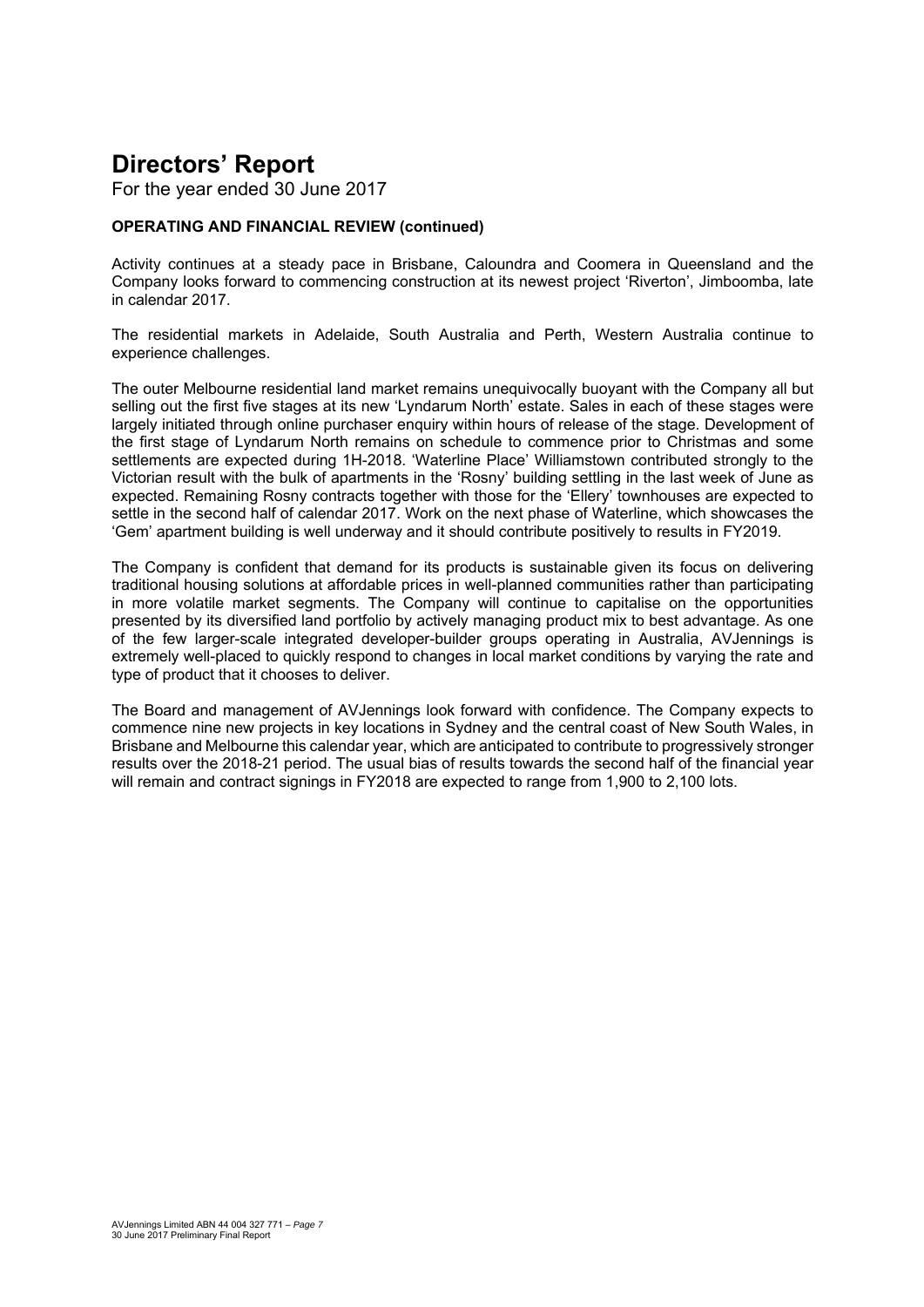# Directors' Report

For the year ended 30 June 2017

**OPERATING AND FINANCIAL REVIEW (continued)**

Activity continues at a steady pace in Brisbane, Caloundra and Coomera in Queensland and the Company looks forward to commencing construction at its newest project 'Riverton', Jimboomba, late in calendar 2017.

The residential markets in Adelaide, South Australia and Perth, Western Australia continue to experience challenges.

The outer Melbourne residential land market remains unequivocally buoyant with the Company all but selling out the first five stages at its new 'Lyndarum North' estate. Sales in each of these stages were largely initiated through online purchaser enquiry within hours of release of the stage. Development of the first stage of Lyndarum North remains on schedule to commence prior to Christmas and some settlements are expected during 1H-2018. 'Waterline Place' Williamstown contributed strongly to the Victorian result with the bulk of apartments in the 'Rosny' building settling in the last week of June as expected. Remaining Rosny contracts together with those for the 'Ellery' townhouses are expected to settle in the second half of calendar 2017. Work on the next phase of Waterline, which showcases the 'Gem' apartment building is well underway and it should contribute positively to results in FY2019.

The Company is confident that demand for its products is sustainable given its focus on delivering traditional housing solutions at affordable prices in well-planned communities rather than participating in more volatile market segments. The Company will continue to capitalise on the opportunities presented by its diversified land portfolio by actively managing product mix to best advantage. As one of the few larger-scale integrated developer-builder groups operating in Australia, AVJennings is extremely well-placed to quickly respond to changes in local market conditions by varying the rate and type of product that it chooses to deliver.

The Board and management of AVJennings look forward with confidence. The Company expects to commence nine new projects in key locations in Sydney and the central coast of New South Wales, in Brisbane and Melbourne this calendar year, which are anticipated to contribute to progressively stronger results over the 2018-21 period. The usual bias of results towards the second half of the financial year will remain and contract signings in FY2018 are expected to range from 1,900 to 2,100 lots.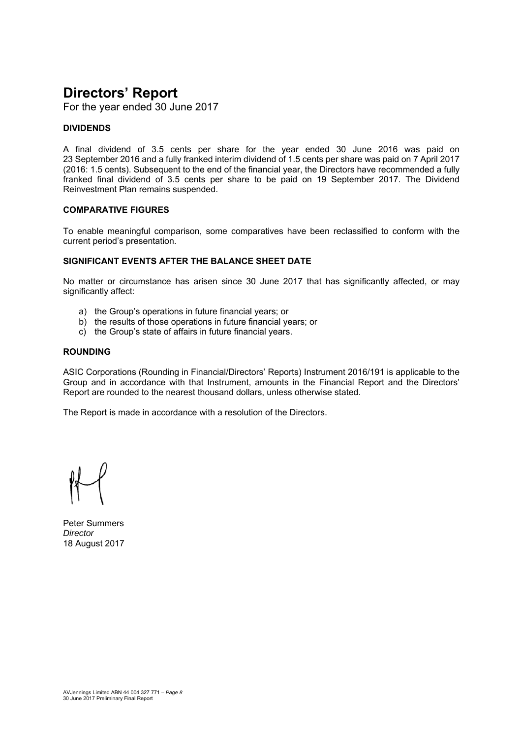# Directors' Report

For the year ended 30 June 2017

### DIVIDENDS

A final dividend of 3.5 cents per share for the year ended 30 June 2016 was paid on 23 September 2016 and a fully franked interim dividend of 1.5 cents per share was paid on 7 April 2017 (2016: 1.5 cents). Subsequent to the end of the financial year, the Directors have recommended a fully franked final dividend of 3.5 cents per share to be paid on 19 September 2017. The Dividend Reinvestment Plan remains suspended.

### COMPARATIVE FIGURES

To enable meaningful comparison, some comparatives have been reclassified to conform with the current period's presentation.

### SIGNIFICANT EVENTS AFTER THE BALANCE SHEET DATE

No matter or circumstance has arisen since 30 June 2017 that has significantly affected, or may significantly affect:

a) the Group's operations in future financial years; or
b) the results of those operations in future financial years; or
c) the Group's state of affairs in future financial years.

### ROUNDING

ASIC Corporations (Rounding in Financial/Directors' Reports) Instrument 2016/191 is applicable to the Group and in accordance with that Instrument, amounts in the Financial Report and the Directors' Report are rounded to the nearest thousand dollars, unless otherwise stated.

The Report is made in accordance with a resolution of the Directors.

Peter Summers
*Director*
18 August 2017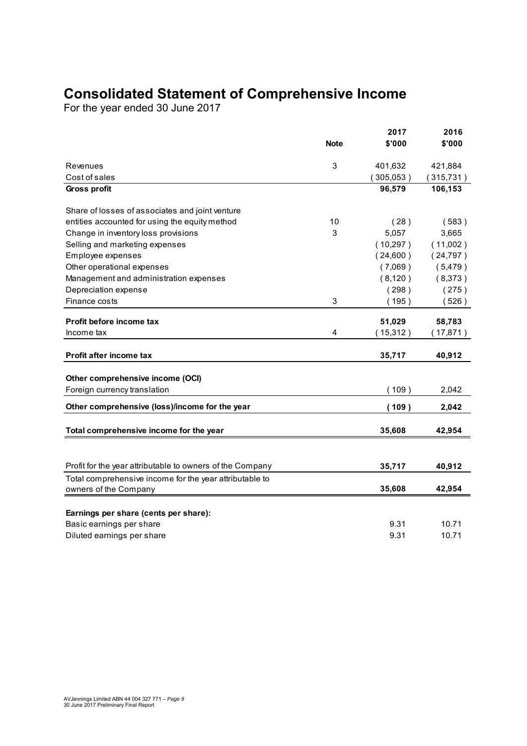# Consolidated Statement of Comprehensive Income

For the year ended 30 June 2017

| | Note | 2017 $'000 | 2016 $'000 |
|---|---|---|---|
| Revenues | 3 | 401,632 | 421,884 |
| Cost of sales | | ( 305,053 ) | ( 315,731 ) |
| **Gross profit** | | **96,579** | **106,153** |
| Share of losses of associates and joint venture entities accounted for using the equity method | 10 | ( 28 ) | ( 583 ) |
| Change in inventory loss provisions | 3 | 5,057 | 3,665 |
| Selling and marketing expenses | | ( 10,297 ) | ( 11,002 ) |
| Employee expenses | | ( 24,600 ) | ( 24,797 ) |
| Other operational expenses | | ( 7,069 ) | ( 5,479 ) |
| Management and administration expenses | | ( 8,120 ) | ( 8,373 ) |
| Depreciation expense | | ( 298 ) | ( 275 ) |
| Finance costs | 3 | ( 195 ) | ( 526 ) |
| **Profit before income tax** | | **51,029** | **58,783** |
| Income tax | 4 | ( 15,312 ) | ( 17,871 ) |
| **Profit after income tax** | | **35,717** | **40,912** |
| **Other comprehensive income (OCI)** | | | |
| Foreign currency translation | | ( 109 ) | 2,042 |
| **Other comprehensive (loss)/income for the year** | | **( 109 )** | **2,042** |
| **Total comprehensive income for the year** | | **35,608** | **42,954** |
| Profit for the year attributable to owners of the Company | | **35,717** | **40,912** |
| Total comprehensive income for the year attributable to owners of the Company | | **35,608** | **42,954** |
| **Earnings per share (cents per share):** | | | |
| Basic earnings per share | | 9.31 | 10.71 |
| Diluted earnings per share | | 9.31 | 10.71 |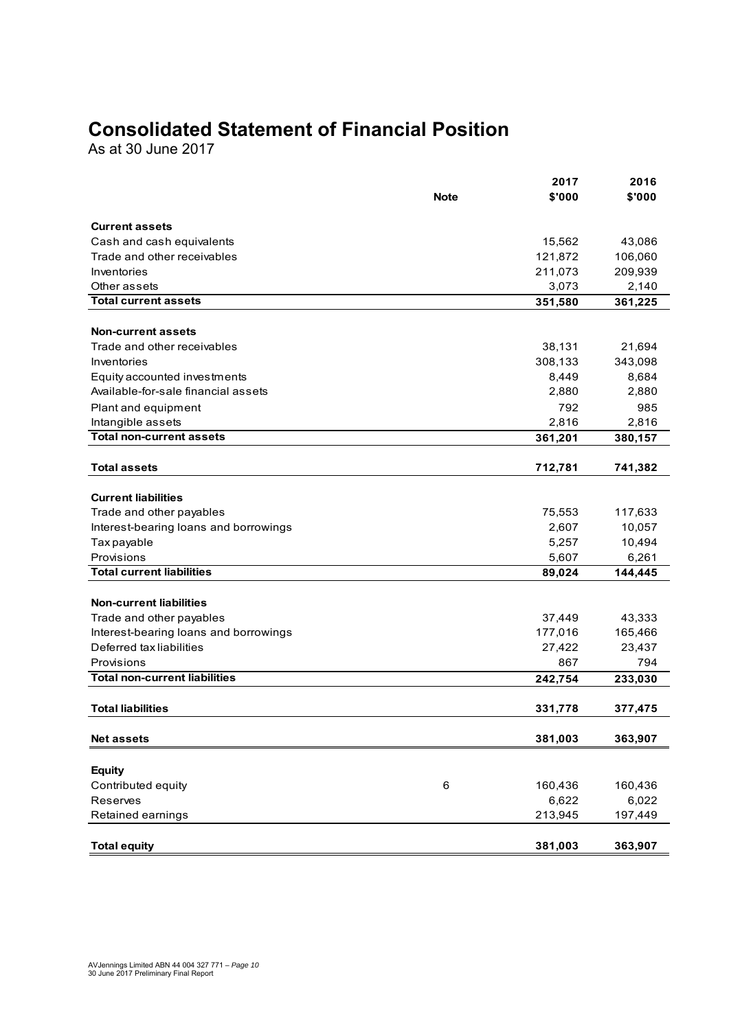# Consolidated Statement of Financial Position

As at 30 June 2017

| | Note | 2017 $'000 | 2016 $'000 |
|---|---|---|---|
| **Current assets** | | | |
| Cash and cash equivalents | | 15,562 | 43,086 |
| Trade and other receivables | | 121,872 | 106,060 |
| Inventories | | 211,073 | 209,939 |
| Other assets | | 3,073 | 2,140 |
| **Total current assets** | | **351,580** | **361,225** |
| **Non-current assets** | | | |
| Trade and other receivables | | 38,131 | 21,694 |
| Inventories | | 308,133 | 343,098 |
| Equity accounted investments | | 8,449 | 8,684 |
| Available-for-sale financial assets | | 2,880 | 2,880 |
| Plant and equipment | | 792 | 985 |
| Intangible assets | | 2,816 | 2,816 |
| **Total non-current assets** | | **361,201** | **380,157** |
| **Total assets** | | **712,781** | **741,382** |
| **Current liabilities** | | | |
| Trade and other payables | | 75,553 | 117,633 |
| Interest-bearing loans and borrowings | | 2,607 | 10,057 |
| Tax payable | | 5,257 | 10,494 |
| Provisions | | 5,607 | 6,261 |
| **Total current liabilities** | | **89,024** | **144,445** |
| **Non-current liabilities** | | | |
| Trade and other payables | | 37,449 | 43,333 |
| Interest-bearing loans and borrowings | | 177,016 | 165,466 |
| Deferred tax liabilities | | 27,422 | 23,437 |
| Provisions | | 867 | 794 |
| **Total non-current liabilities** | | **242,754** | **233,030** |
| **Total liabilities** | | **331,778** | **377,475** |
| **Net assets** | | **381,003** | **363,907** |
| **Equity** | | | |
| Contributed equity | 6 | 160,436 | 160,436 |
| Reserves | | 6,622 | 6,022 |
| Retained earnings | | 213,945 | 197,449 |
| **Total equity** | | **381,003** | **363,907** |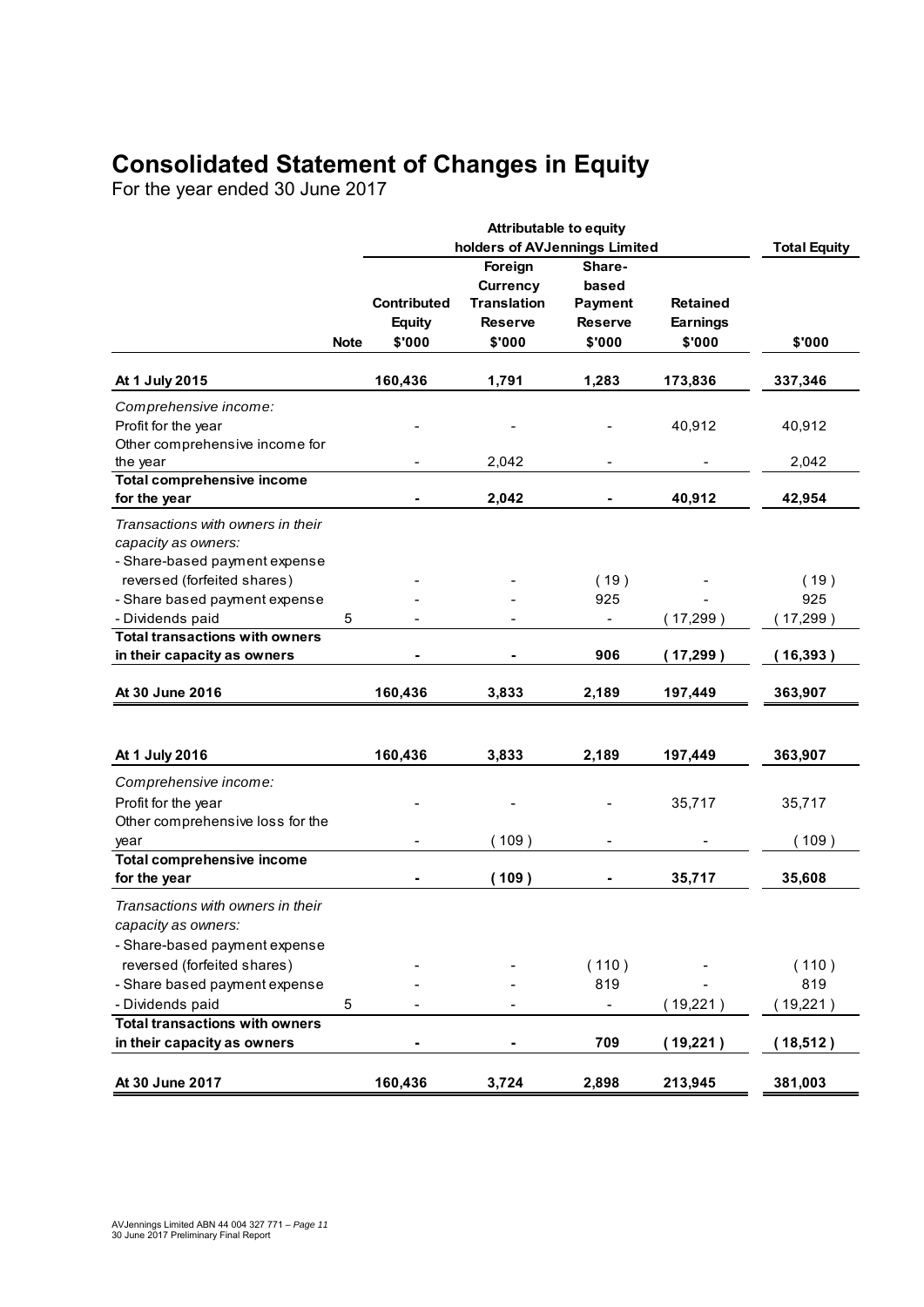# Consolidated Statement of Changes in Equity

For the year ended 30 June 2017

| | Note | Attributable to equity holders of AVJennings Limited | | | | Total Equity |
|---|---|---|---|---|---|---|
| | | Contributed Equity | Foreign Currency Translation Reserve | Share-based Payment Reserve | Retained Earnings | |
| | | $'000 | $'000 | $'000 | $'000 | $'000 |
| **At 1 July 2015** | | **160,436** | **1,791** | **1,283** | **173,836** | **337,346** |
| *Comprehensive income:* | | | | | | |
| Profit for the year | | - | - | - | 40,912 | 40,912 |
| Other comprehensive income for the year | | - | 2,042 | - | - | 2,042 |
| **Total comprehensive income for the year** | | **-** | **2,042** | **-** | **40,912** | **42,954** |
| *Transactions with owners in their capacity as owners:* | | | | | | |
| - Share-based payment expense reversed (forfeited shares) | | - | - | ( 19 ) | - | ( 19 ) |
| - Share based payment expense | | - | - | 925 | - | 925 |
| - Dividends paid | 5 | - | - | - | ( 17,299 ) | ( 17,299 ) |
| **Total transactions with owners in their capacity as owners** | | **-** | **-** | **906** | **( 17,299 )** | **( 16,393 )** |
| **At 30 June 2016** | | **160,436** | **3,833** | **2,189** | **197,449** | **363,907** |
| | | | | | | |
| **At 1 July 2016** | | **160,436** | **3,833** | **2,189** | **197,449** | **363,907** |
| *Comprehensive income:* | | | | | | |
| Profit for the year | | - | - | - | 35,717 | 35,717 |
| Other comprehensive loss for the year | | - | ( 109 ) | - | - | ( 109 ) |
| **Total comprehensive income for the year** | | **-** | **( 109 )** | **-** | **35,717** | **35,608** |
| *Transactions with owners in their capacity as owners:* | | | | | | |
| - Share-based payment expense reversed (forfeited shares) | | - | - | ( 110 ) | - | ( 110 ) |
| - Share based payment expense | | - | - | 819 | - | 819 |
| - Dividends paid | 5 | - | - | - | ( 19,221 ) | ( 19,221 ) |
| **Total transactions with owners in their capacity as owners** | | **-** | **-** | **709** | **( 19,221 )** | **( 18,512 )** |
| **At 30 June 2017** | | **160,436** | **3,724** | **2,898** | **213,945** | **381,003** |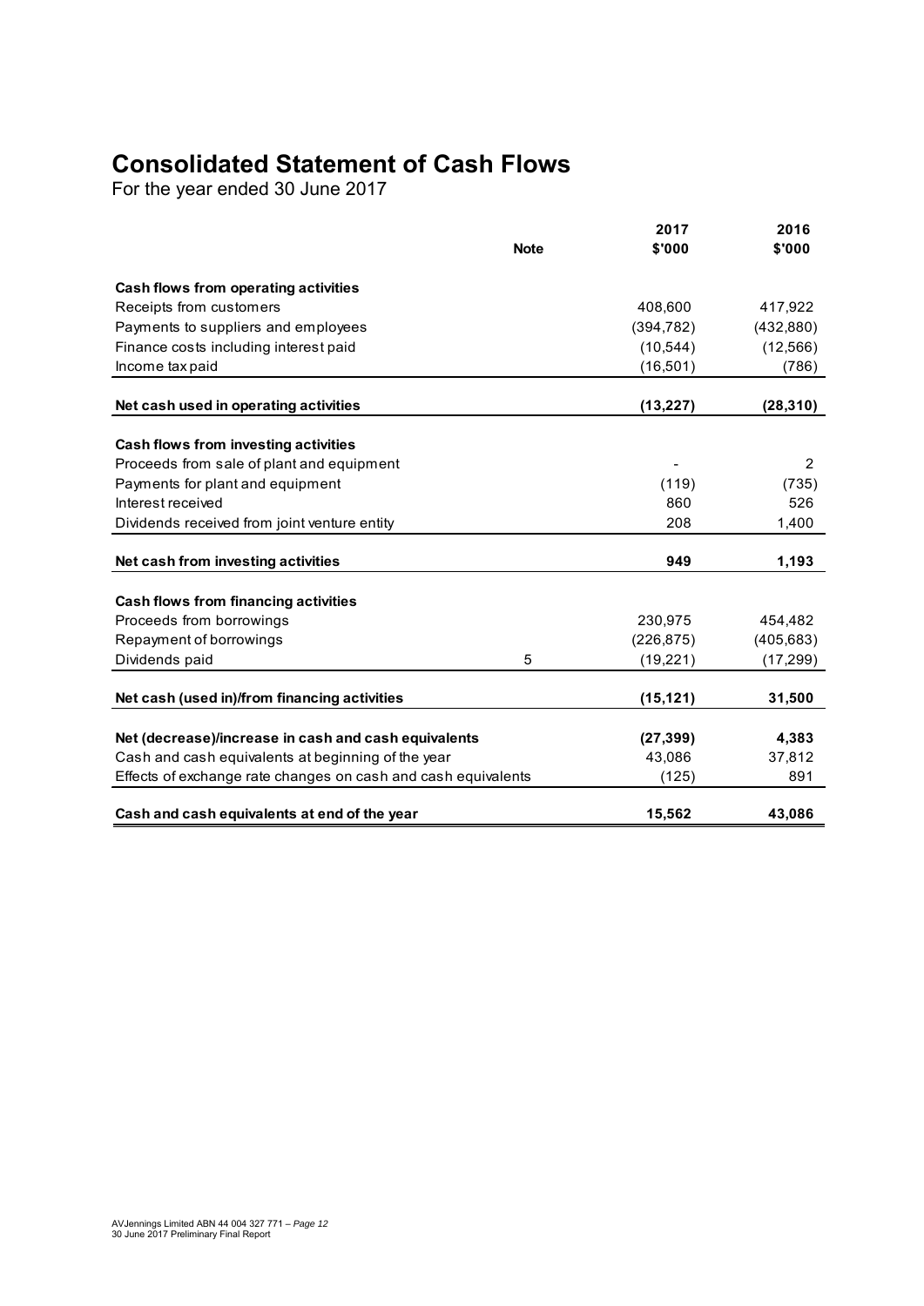# Consolidated Statement of Cash Flows

For the year ended 30 June 2017

| | Note | 2017<br>$'000 | 2016<br>$'000 |
|---|---|---|---|
| **Cash flows from operating activities** | | | |
| Receipts from customers | | 408,600 | 417,922 |
| Payments to suppliers and employees | | (394,782) | (432,880) |
| Finance costs including interest paid | | (10,544) | (12,566) |
| Income tax paid | | (16,501) | (786) |
| **Net cash used in operating activities** | | **(13,227)** | **(28,310)** |
| **Cash flows from investing activities** | | | |
| Proceeds from sale of plant and equipment | | - | 2 |
| Payments for plant and equipment | | (119) | (735) |
| Interest received | | 860 | 526 |
| Dividends received from joint venture entity | | 208 | 1,400 |
| **Net cash from investing activities** | | **949** | **1,193** |
| **Cash flows from financing activities** | | | |
| Proceeds from borrowings | | 230,975 | 454,482 |
| Repayment of borrowings | | (226,875) | (405,683) |
| Dividends paid | 5 | (19,221) | (17,299) |
| **Net cash (used in)/from financing activities** | | **(15,121)** | **31,500** |
| **Net (decrease)/increase in cash and cash equivalents** | | **(27,399)** | **4,383** |
| Cash and cash equivalents at beginning of the year | | 43,086 | 37,812 |
| Effects of exchange rate changes on cash and cash equivalents | | (125) | 891 |
| **Cash and cash equivalents at end of the year** | | **15,562** | **43,086** |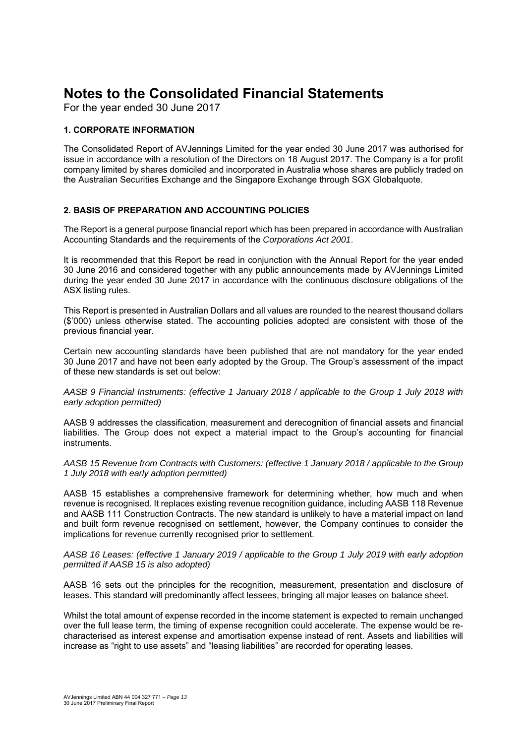# Notes to the Consolidated Financial Statements

For the year ended 30 June 2017

### 1. CORPORATE INFORMATION

The Consolidated Report of AVJennings Limited for the year ended 30 June 2017 was authorised for issue in accordance with a resolution of the Directors on 18 August 2017. The Company is a for profit company limited by shares domiciled and incorporated in Australia whose shares are publicly traded on the Australian Securities Exchange and the Singapore Exchange through SGX Globalquote.

### 2. BASIS OF PREPARATION AND ACCOUNTING POLICIES

The Report is a general purpose financial report which has been prepared in accordance with Australian Accounting Standards and the requirements of the *Corporations Act 2001*.

It is recommended that this Report be read in conjunction with the Annual Report for the year ended 30 June 2016 and considered together with any public announcements made by AVJennings Limited during the year ended 30 June 2017 in accordance with the continuous disclosure obligations of the ASX listing rules.

This Report is presented in Australian Dollars and all values are rounded to the nearest thousand dollars ($'000) unless otherwise stated. The accounting policies adopted are consistent with those of the previous financial year.

Certain new accounting standards have been published that are not mandatory for the year ended 30 June 2017 and have not been early adopted by the Group. The Group's assessment of the impact of these new standards is set out below:

*AASB 9 Financial Instruments: (effective 1 January 2018 / applicable to the Group 1 July 2018 with early adoption permitted)*

AASB 9 addresses the classification, measurement and derecognition of financial assets and financial liabilities. The Group does not expect a material impact to the Group's accounting for financial instruments.

*AASB 15 Revenue from Contracts with Customers: (effective 1 January 2018 / applicable to the Group 1 July 2018 with early adoption permitted)*

AASB 15 establishes a comprehensive framework for determining whether, how much and when revenue is recognised. It replaces existing revenue recognition guidance, including AASB 118 Revenue and AASB 111 Construction Contracts. The new standard is unlikely to have a material impact on land and built form revenue recognised on settlement, however, the Company continues to consider the implications for revenue currently recognised prior to settlement.

*AASB 16 Leases: (effective 1 January 2019 / applicable to the Group 1 July 2019 with early adoption permitted if AASB 15 is also adopted)*

AASB 16 sets out the principles for the recognition, measurement, presentation and disclosure of leases. This standard will predominantly affect lessees, bringing all major leases on balance sheet.

Whilst the total amount of expense recorded in the income statement is expected to remain unchanged over the full lease term, the timing of expense recognition could accelerate. The expense would be re-characterised as interest expense and amortisation expense instead of rent. Assets and liabilities will increase as "right to use assets" and "leasing liabilities" are recorded for operating leases.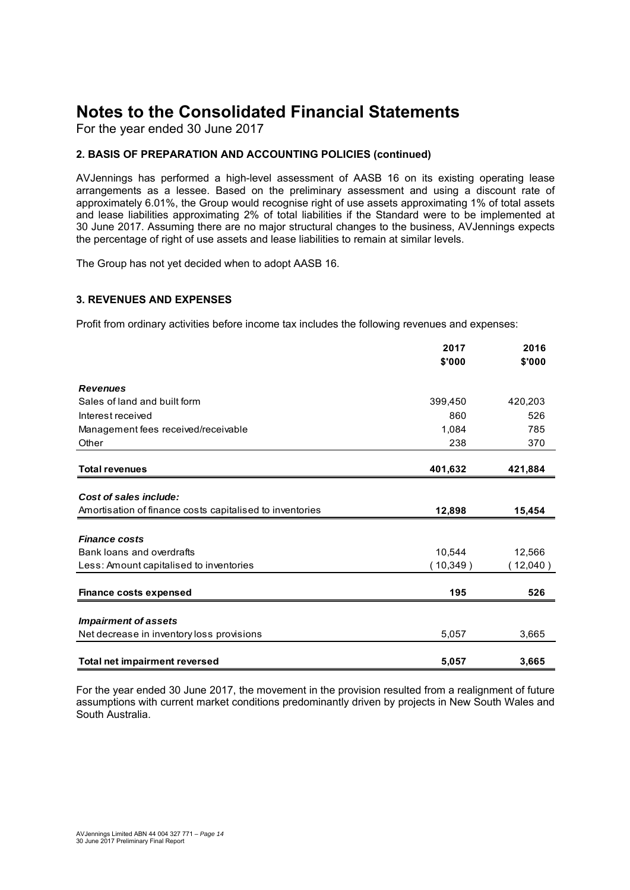# Notes to the Consolidated Financial Statements

For the year ended 30 June 2017

### 2. BASIS OF PREPARATION AND ACCOUNTING POLICIES (continued)

AVJennings has performed a high-level assessment of AASB 16 on its existing operating lease arrangements as a lessee. Based on the preliminary assessment and using a discount rate of approximately 6.01%, the Group would recognise right of use assets approximating 1% of total assets and lease liabilities approximating 2% of total liabilities if the Standard were to be implemented at 30 June 2017. Assuming there are no major structural changes to the business, AVJennings expects the percentage of right of use assets and lease liabilities to remain at similar levels.

The Group has not yet decided when to adopt AASB 16.

### 3. REVENUES AND EXPENSES

Profit from ordinary activities before income tax includes the following revenues and expenses:

| | 2017<br>$'000 | 2016<br>$'000 |
|---|---|---|
| ***Revenues*** | | |
| Sales of land and built form | 399,450 | 420,203 |
| Interest received | 860 | 526 |
| Management fees received/receivable | 1,084 | 785 |
| Other | 238 | 370 |
| **Total revenues** | **401,632** | **421,884** |
| ***Cost of sales include:*** | | |
| Amortisation of finance costs capitalised to inventories | **12,898** | **15,454** |
| ***Finance costs*** | | |
| Bank loans and overdrafts | 10,544 | 12,566 |
| Less: Amount capitalised to inventories | ( 10,349 ) | ( 12,040 ) |
| **Finance costs expensed** | **195** | **526** |
| ***Impairment of assets*** | | |
| Net decrease in inventory loss provisions | 5,057 | 3,665 |
| **Total net impairment reversed** | **5,057** | **3,665** |

For the year ended 30 June 2017, the movement in the provision resulted from a realignment of future assumptions with current market conditions predominantly driven by projects in New South Wales and South Australia.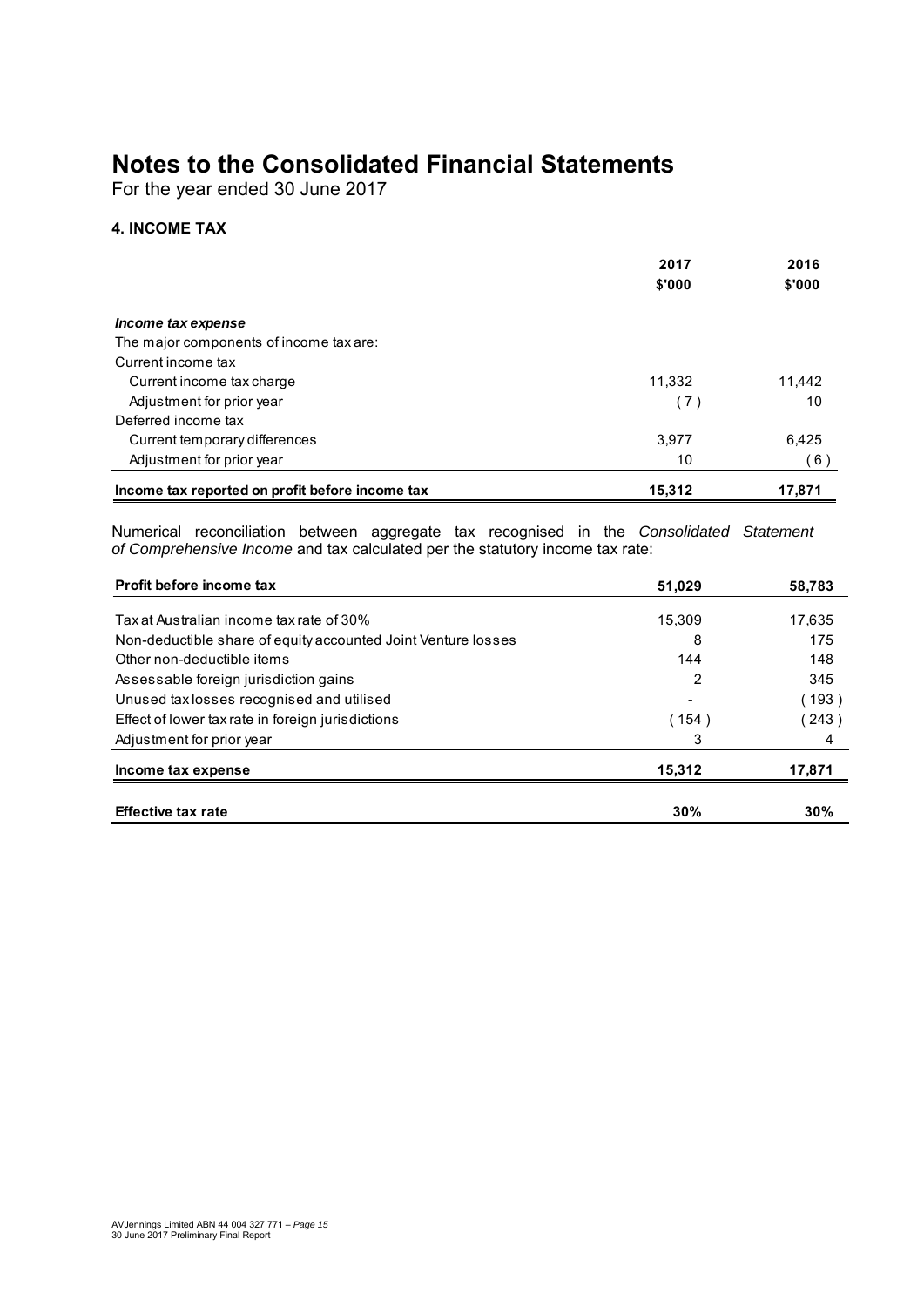# Notes to the Consolidated Financial Statements

For the year ended 30 June 2017

### 4. INCOME TAX

| | 2017 | 2016 |
|---|---|---|
| | $'000 | $'000 |
| ***Income tax expense*** | | |
| The major components of income tax are: | | |
| Current income tax | | |
| Current income tax charge | 11,332 | 11,442 |
| Adjustment for prior year | ( 7 ) | 10 |
| Deferred income tax | | |
| Current temporary differences | 3,977 | 6,425 |
| Adjustment for prior year | 10 | ( 6 ) |
| **Income tax reported on profit before income tax** | **15,312** | **17,871** |

Numerical reconciliation between aggregate tax recognised in the *Consolidated Statement of Comprehensive Income* and tax calculated per the statutory income tax rate:

| | | |
|---|---|---|
| **Profit before income tax** | **51,029** | **58,783** |
| Tax at Australian income tax rate of 30% | 15,309 | 17,635 |
| Non-deductible share of equity accounted Joint Venture losses | 8 | 175 |
| Other non-deductible items | 144 | 148 |
| Assessable foreign jurisdiction gains | 2 | 345 |
| Unused tax losses recognised and utilised | - | ( 193 ) |
| Effect of lower tax rate in foreign jurisdictions | ( 154 ) | ( 243 ) |
| Adjustment for prior year | 3 | 4 |
| **Income tax expense** | **15,312** | **17,871** |
| **Effective tax rate** | **30%** | **30%** |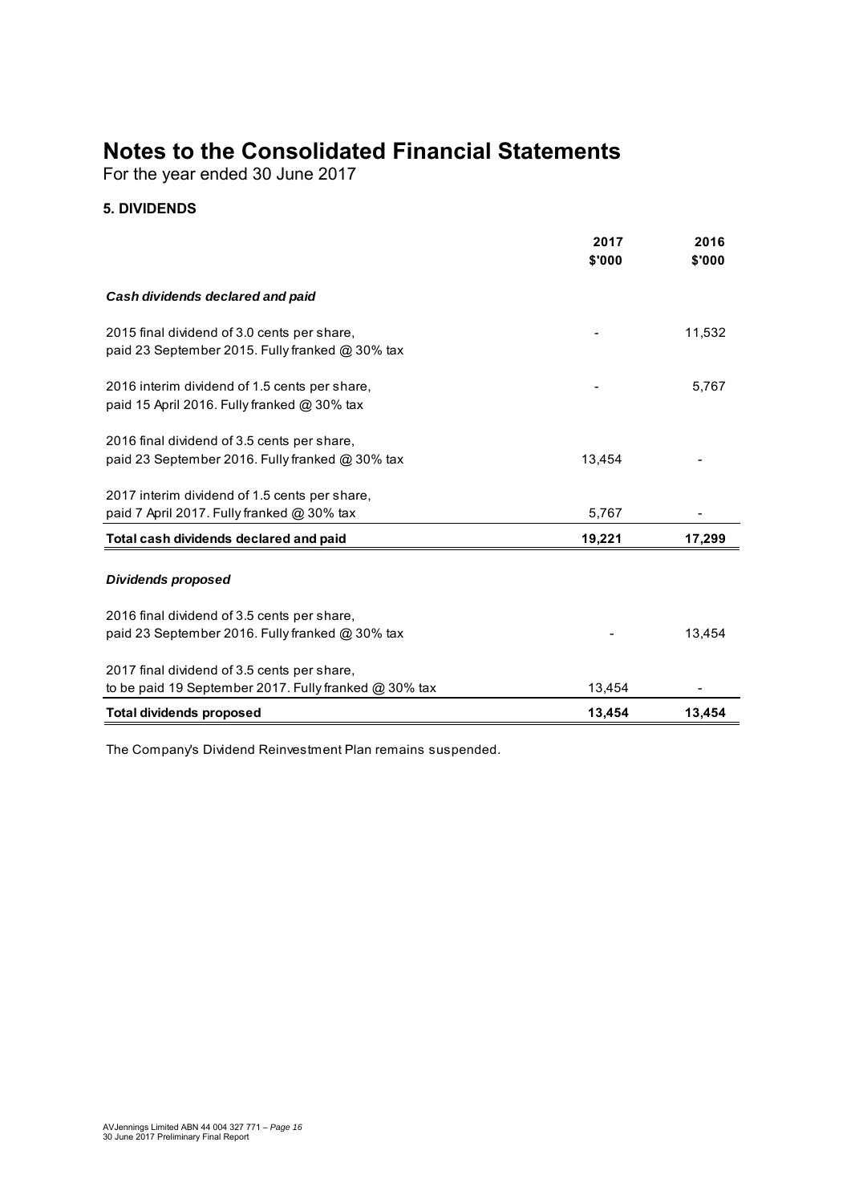# Notes to the Consolidated Financial Statements

For the year ended 30 June 2017

### 5. DIVIDENDS

| | 2017 $'000 | 2016 $'000 |
|---|---|---|
| ***Cash dividends declared and paid*** | | |
| 2015 final dividend of 3.0 cents per share, paid 23 September 2015. Fully franked @ 30% tax | - | 11,532 |
| 2016 interim dividend of 1.5 cents per share, paid 15 April 2016. Fully franked @ 30% tax | - | 5,767 |
| 2016 final dividend of 3.5 cents per share, paid 23 September 2016. Fully franked @ 30% tax | 13,454 | - |
| 2017 interim dividend of 1.5 cents per share, paid 7 April 2017. Fully franked @ 30% tax | 5,767 | - |
| **Total cash dividends declared and paid** | **19,221** | **17,299** |
| ***Dividends proposed*** | | |
| 2016 final dividend of 3.5 cents per share, paid 23 September 2016. Fully franked @ 30% tax | - | 13,454 |
| 2017 final dividend of 3.5 cents per share, to be paid 19 September 2017. Fully franked @ 30% tax | 13,454 | - |
| **Total dividends proposed** | **13,454** | **13,454** |

The Company's Dividend Reinvestment Plan remains suspended.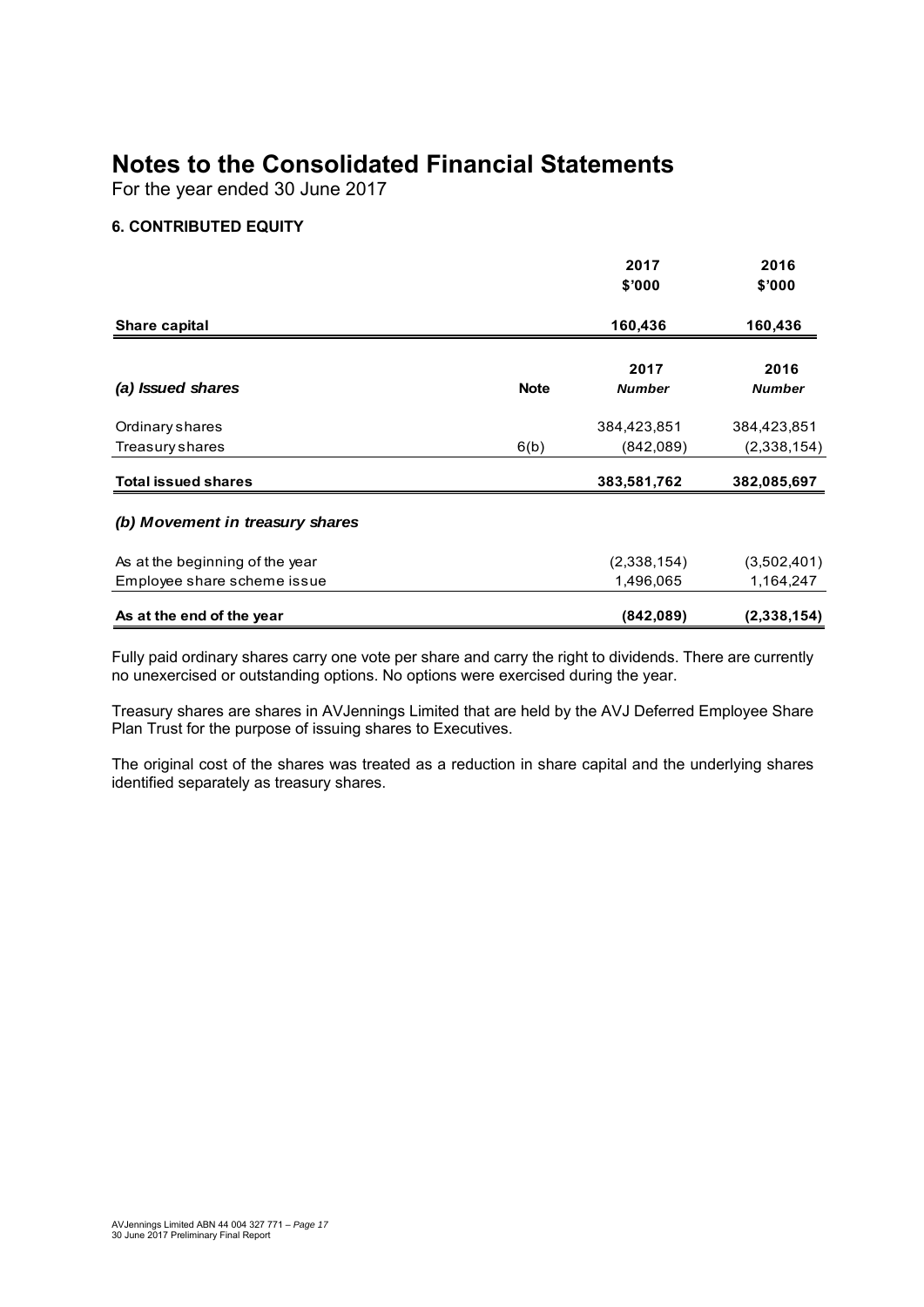# Notes to the Consolidated Financial Statements

For the year ended 30 June 2017

### 6. CONTRIBUTED EQUITY

| | | 2017<br>$'000 | 2016<br>$'000 |
|---|---|---|---|
| **Share capital** | | **160,436** | **160,436** |

| *(a) Issued shares* | **Note** | 2017<br>*Number* | 2016<br>*Number* |
|---|---|---|---|
| Ordinary shares | | 384,423,851 | 384,423,851 |
| Treasury shares | 6(b) | (842,089) | (2,338,154) |
| **Total issued shares** | | **383,581,762** | **382,085,697** |

***(b) Movement in treasury shares***

| | 2017 | 2016 |
|---|---|---|
| As at the beginning of the year | (2,338,154) | (3,502,401) |
| Employee share scheme issue | 1,496,065 | 1,164,247 |
| **As at the end of the year** | **(842,089)** | **(2,338,154)** |

Fully paid ordinary shares carry one vote per share and carry the right to dividends. There are currently no unexercised or outstanding options. No options were exercised during the year.

Treasury shares are shares in AVJennings Limited that are held by the AVJ Deferred Employee Share Plan Trust for the purpose of issuing shares to Executives.

The original cost of the shares was treated as a reduction in share capital and the underlying shares identified separately as treasury shares.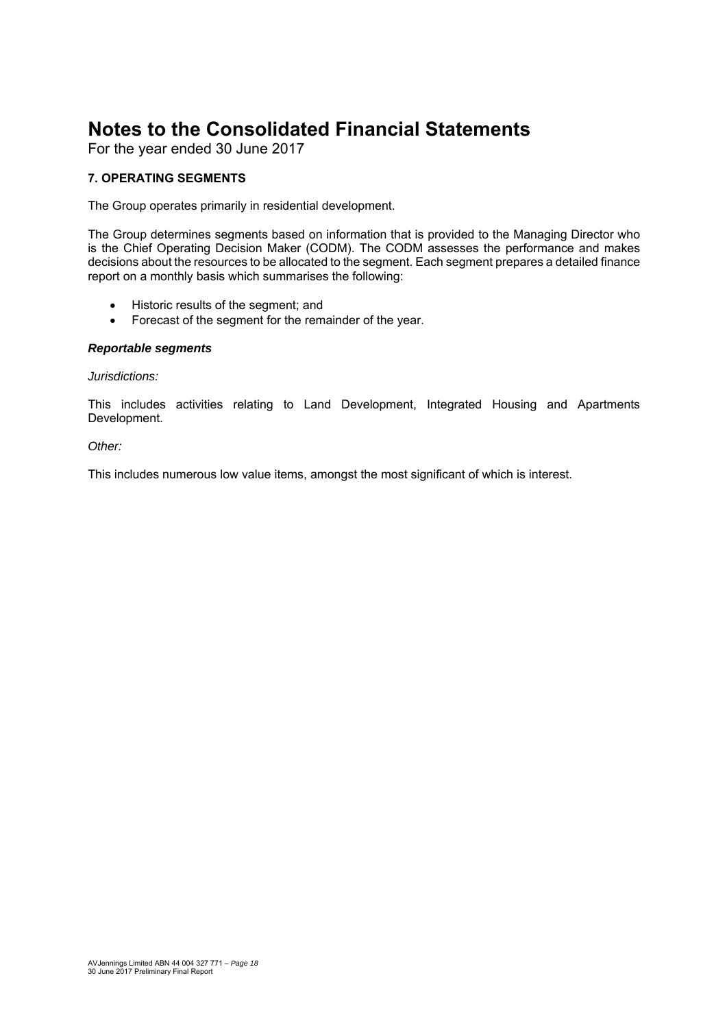# Notes to the Consolidated Financial Statements

For the year ended 30 June 2017

### 7. OPERATING SEGMENTS

The Group operates primarily in residential development.

The Group determines segments based on information that is provided to the Managing Director who is the Chief Operating Decision Maker (CODM). The CODM assesses the performance and makes decisions about the resources to be allocated to the segment. Each segment prepares a detailed finance report on a monthly basis which summarises the following:

- Historic results of the segment; and
- Forecast of the segment for the remainder of the year.

***Reportable segments***

*Jurisdictions:*

This includes activities relating to Land Development, Integrated Housing and Apartments Development.

*Other:*

This includes numerous low value items, amongst the most significant of which is interest.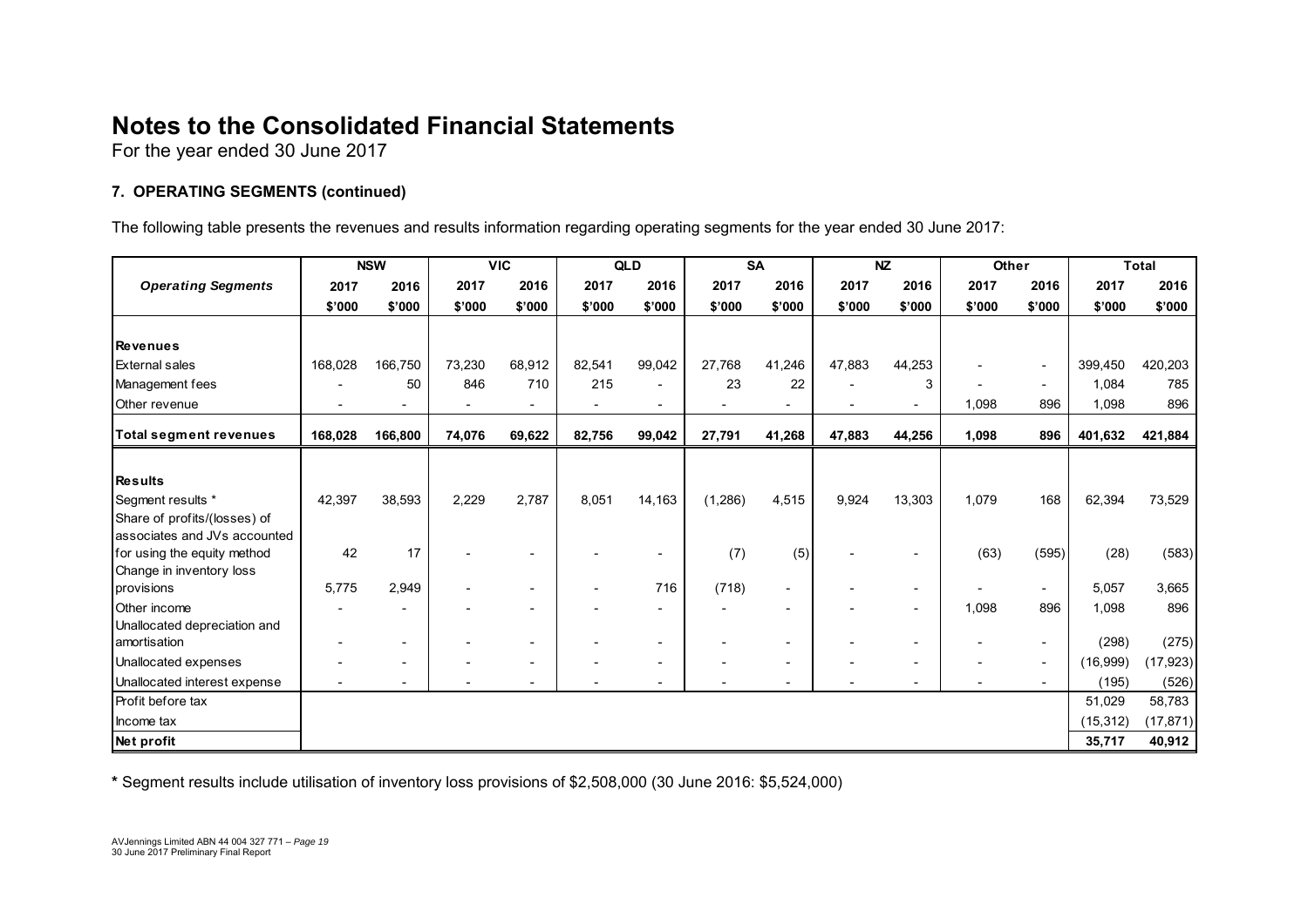# Notes to the Consolidated Financial Statements

For the year ended 30 June 2017

### 7. OPERATING SEGMENTS (continued)

The following table presents the revenues and results information regarding operating segments for the year ended 30 June 2017:

| | NSW | | VIC | | QLD | | SA | | NZ | | Other | | Total | |
|---|---|---|---|---|---|---|---|---|---|---|---|---|---|---|
| ***Operating Segments*** | **2017** | **2016** | **2017** | **2016** | **2017** | **2016** | **2017** | **2016** | **2017** | **2016** | **2017** | **2016** | **2017** | **2016** |
| | **\$'000** | **\$'000** | **\$'000** | **\$'000** | **\$'000** | **\$'000** | **\$'000** | **\$'000** | **\$'000** | **\$'000** | **\$'000** | **\$'000** | **\$'000** | **\$'000** |
| **Revenues** | | | | | | | | | | | | | | |
| External sales | 168,028 | 166,750 | 73,230 | 68,912 | 82,541 | 99,042 | 27,768 | 41,246 | 47,883 | 44,253 | - | - | 399,450 | 420,203 |
| Management fees | - | 50 | 846 | 710 | 215 | - | 23 | 22 | - | 3 | - | - | 1,084 | 785 |
| Other revenue | - | - | - | - | - | - | - | - | - | - | 1,098 | 896 | 1,098 | 896 |
| **Total segment revenues** | **168,028** | **166,800** | **74,076** | **69,622** | **82,756** | **99,042** | **27,791** | **41,268** | **47,883** | **44,256** | **1,098** | **896** | **401,632** | **421,884** |
| **Results** | | | | | | | | | | | | | | |
| Segment results * | 42,397 | 38,593 | 2,229 | 2,787 | 8,051 | 14,163 | (1,286) | 4,515 | 9,924 | 13,303 | 1,079 | 168 | 62,394 | 73,529 |
| Share of profits/(losses) of associates and JVs accounted for using the equity method | 42 | 17 | - | - | - | - | (7) | (5) | - | - | (63) | (595) | (28) | (583) |
| Change in inventory loss provisions | 5,775 | 2,949 | - | - | - | 716 | (718) | - | - | - | - | - | 5,057 | 3,665 |
| Other income | - | - | - | - | - | - | - | - | - | - | 1,098 | 896 | 1,098 | 896 |
| Unallocated depreciation and amortisation | - | - | - | - | - | - | - | - | - | - | - | - | (298) | (275) |
| Unallocated expenses | - | - | - | - | - | - | - | - | - | - | - | - | (16,999) | (17,923) |
| Unallocated interest expense | - | - | - | - | - | - | - | - | - | - | - | - | (195) | (526) |
| Profit before tax | | | | | | | | | | | | | 51,029 | 58,783 |
| Income tax | | | | | | | | | | | | | (15,312) | (17,871) |
| **Net profit** | | | | | | | | | | | | | **35,717** | **40,912** |

**\*** Segment results include utilisation of inventory loss provisions of \$2,508,000 (30 June 2016: \$5,524,000)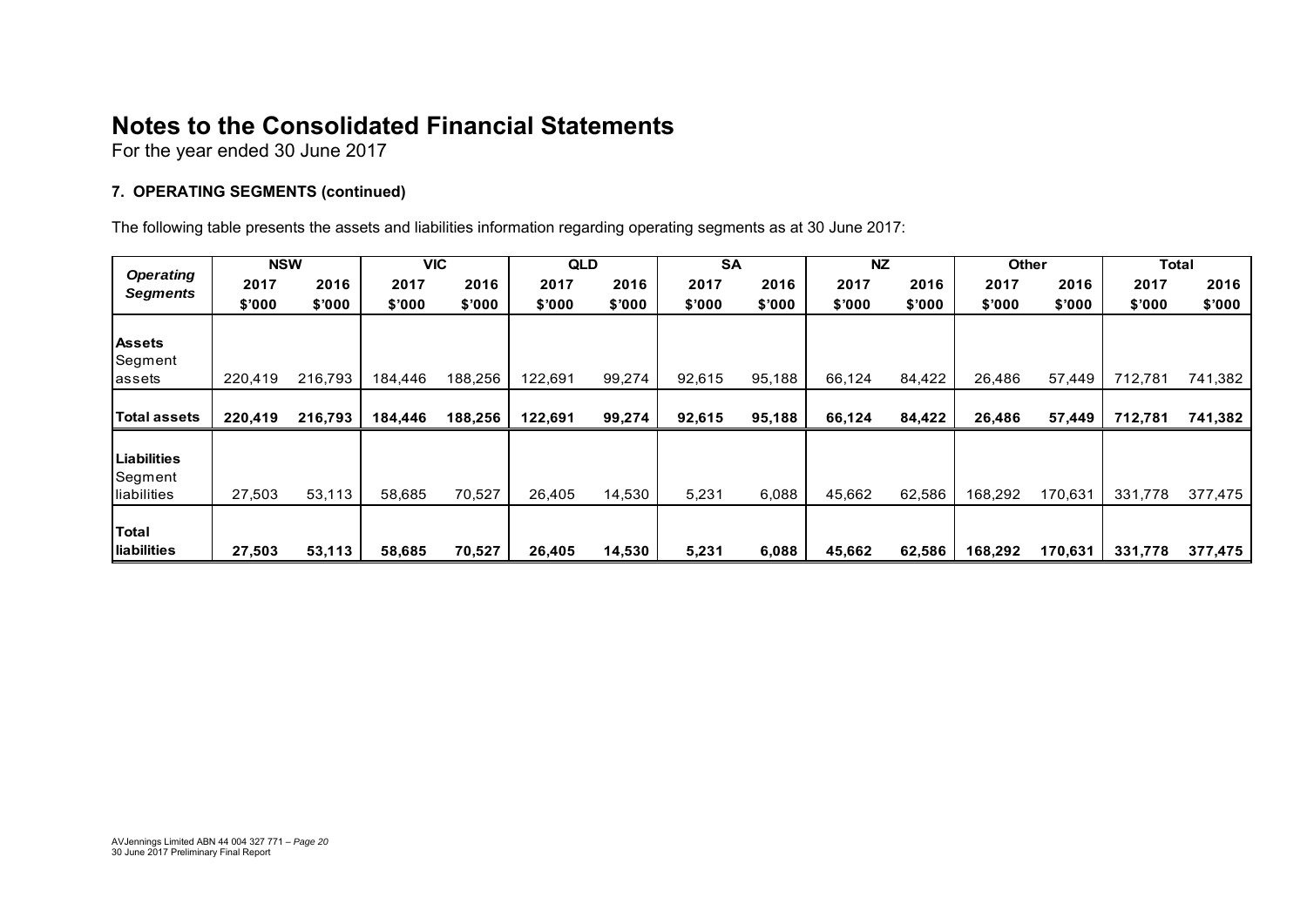# Notes to the Consolidated Financial Statements

For the year ended 30 June 2017

### 7. OPERATING SEGMENTS (continued)

The following table presents the assets and liabilities information regarding operating segments as at 30 June 2017:

| *Operating Segments* | NSW | | VIC | | QLD | | SA | | NZ | | Other | | Total | |
|---|---|---|---|---|---|---|---|---|---|---|---|---|---|---|
| | 2017 | 2016 | 2017 | 2016 | 2017 | 2016 | 2017 | 2016 | 2017 | 2016 | 2017 | 2016 | 2017 | 2016 |
| | $'000 | $'000 | $'000 | $'000 | $'000 | $'000 | $'000 | $'000 | $'000 | $'000 | $'000 | $'000 | $'000 | $'000 |
| **Assets** | | | | | | | | | | | | | | |
| Segment assets | 220,419 | 216,793 | 184,446 | 188,256 | 122,691 | 99,274 | 92,615 | 95,188 | 66,124 | 84,422 | 26,486 | 57,449 | 712,781 | 741,382 |
| **Total assets** | **220,419** | **216,793** | **184,446** | **188,256** | **122,691** | **99,274** | **92,615** | **95,188** | **66,124** | **84,422** | **26,486** | **57,449** | **712,781** | **741,382** |
| **Liabilities** | | | | | | | | | | | | | | |
| Segment liabilities | 27,503 | 53,113 | 58,685 | 70,527 | 26,405 | 14,530 | 5,231 | 6,088 | 45,662 | 62,586 | 168,292 | 170,631 | 331,778 | 377,475 |
| **Total liabilities** | **27,503** | **53,113** | **58,685** | **70,527** | **26,405** | **14,530** | **5,231** | **6,088** | **45,662** | **62,586** | **168,292** | **170,631** | **331,778** | **377,475** |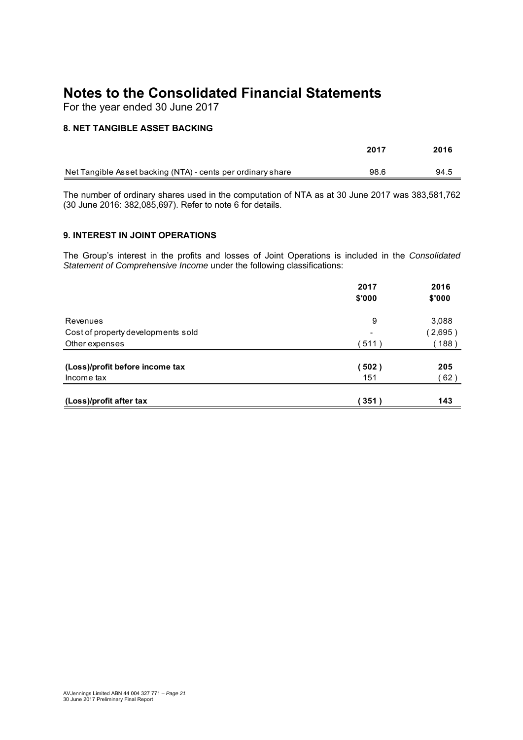# Notes to the Consolidated Financial Statements

For the year ended 30 June 2017

### 8. NET TANGIBLE ASSET BACKING

| | 2017 | 2016 |
|---|---|---|
| Net Tangible Asset backing (NTA) - cents per ordinary share | 98.6 | 94.5 |

The number of ordinary shares used in the computation of NTA as at 30 June 2017 was 383,581,762 (30 June 2016: 382,085,697). Refer to note 6 for details.

### 9. INTEREST IN JOINT OPERATIONS

The Group's interest in the profits and losses of Joint Operations is included in the *Consolidated Statement of Comprehensive Income* under the following classifications:

| | 2017 \$'000 | 2016 \$'000 |
|---|---|---|
| Revenues | 9 | 3,088 |
| Cost of property developments sold | - | ( 2,695 ) |
| Other expenses | ( 511 ) | ( 188 ) |
| **(Loss)/profit before income tax** | **( 502 )** | **205** |
| Income tax | 151 | ( 62 ) |
| **(Loss)/profit after tax** | **( 351 )** | **143** |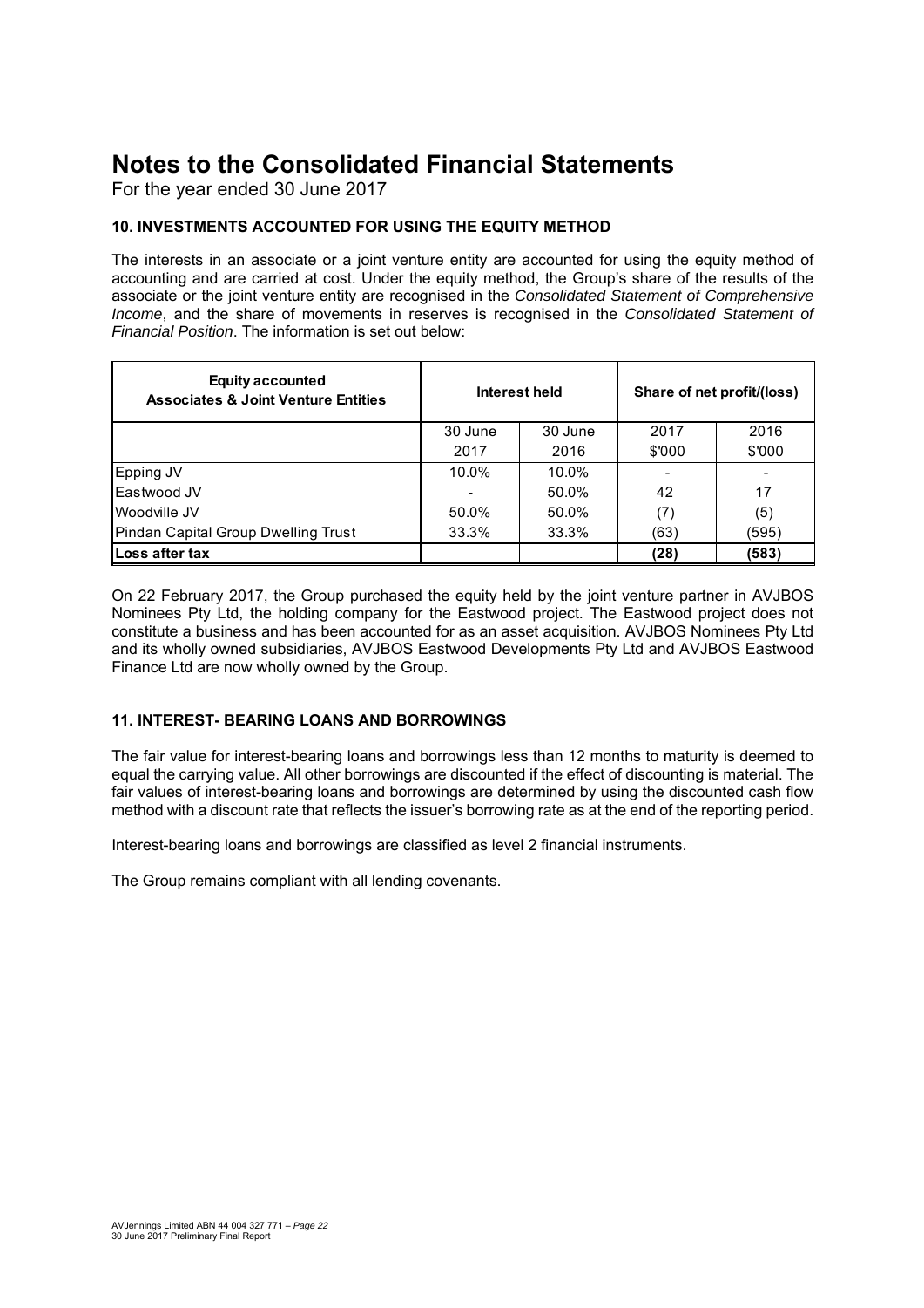# Notes to the Consolidated Financial Statements

For the year ended 30 June 2017

### 10. INVESTMENTS ACCOUNTED FOR USING THE EQUITY METHOD

The interests in an associate or a joint venture entity are accounted for using the equity method of accounting and are carried at cost. Under the equity method, the Group's share of the results of the associate or the joint venture entity are recognised in the *Consolidated Statement of Comprehensive Income*, and the share of movements in reserves is recognised in the *Consolidated Statement of Financial Position*. The information is set out below:

| Equity accounted Associates & Joint Venture Entities | Interest held | | Share of net profit/(loss) | |
|---|---|---|---|---|
| | 30 June 2017 | 30 June 2016 | 2017 $'000 | 2016 $'000 |
| Epping JV | 10.0% | 10.0% | - | - |
| Eastwood JV | - | 50.0% | 42 | 17 |
| Woodville JV | 50.0% | 50.0% | (7) | (5) |
| Pindan Capital Group Dwelling Trust | 33.3% | 33.3% | (63) | (595) |
| **Loss after tax** | | | **(28)** | **(583)** |

On 22 February 2017, the Group purchased the equity held by the joint venture partner in AVJBOS Nominees Pty Ltd, the holding company for the Eastwood project. The Eastwood project does not constitute a business and has been accounted for as an asset acquisition. AVJBOS Nominees Pty Ltd and its wholly owned subsidiaries, AVJBOS Eastwood Developments Pty Ltd and AVJBOS Eastwood Finance Ltd are now wholly owned by the Group.

### 11. INTEREST- BEARING LOANS AND BORROWINGS

The fair value for interest-bearing loans and borrowings less than 12 months to maturity is deemed to equal the carrying value. All other borrowings are discounted if the effect of discounting is material. The fair values of interest-bearing loans and borrowings are determined by using the discounted cash flow method with a discount rate that reflects the issuer's borrowing rate as at the end of the reporting period.

Interest-bearing loans and borrowings are classified as level 2 financial instruments.

The Group remains compliant with all lending covenants.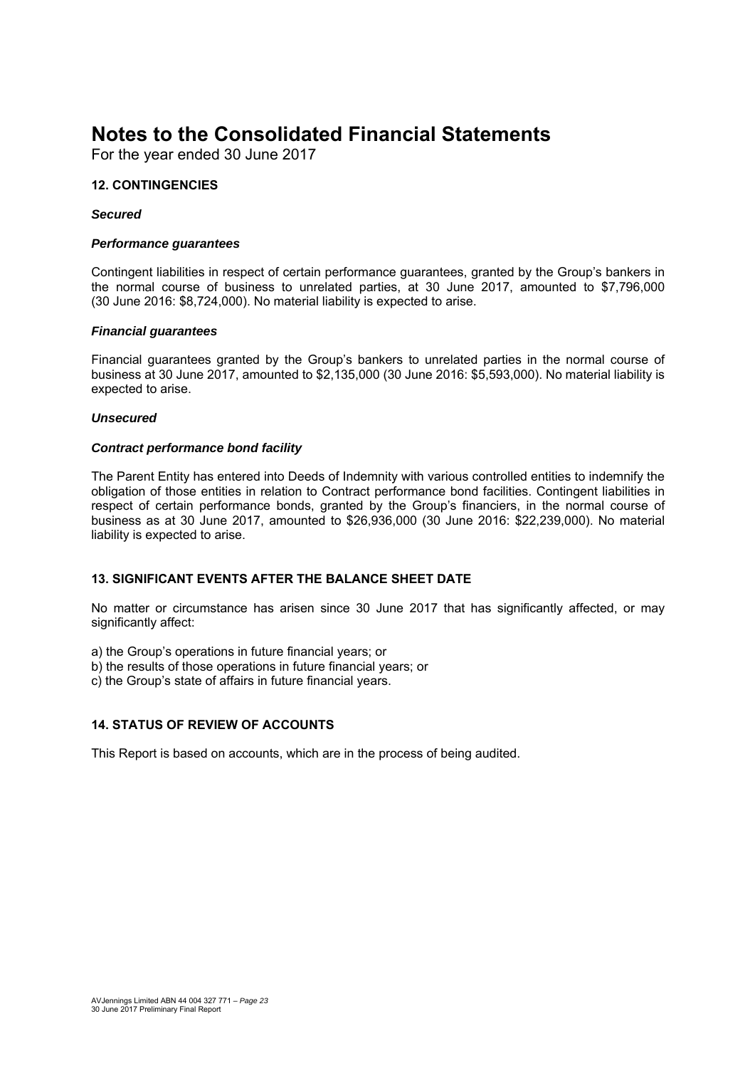# Notes to the Consolidated Financial Statements

For the year ended 30 June 2017

### 12. CONTINGENCIES

***Secured***

***Performance guarantees***

Contingent liabilities in respect of certain performance guarantees, granted by the Group's bankers in the normal course of business to unrelated parties, at 30 June 2017, amounted to $7,796,000 (30 June 2016: $8,724,000). No material liability is expected to arise.

***Financial guarantees***

Financial guarantees granted by the Group's bankers to unrelated parties in the normal course of business at 30 June 2017, amounted to $2,135,000 (30 June 2016: $5,593,000). No material liability is expected to arise.

***Unsecured***

***Contract performance bond facility***

The Parent Entity has entered into Deeds of Indemnity with various controlled entities to indemnify the obligation of those entities in relation to Contract performance bond facilities. Contingent liabilities in respect of certain performance bonds, granted by the Group's financiers, in the normal course of business as at 30 June 2017, amounted to $26,936,000 (30 June 2016: $22,239,000). No material liability is expected to arise.

### 13. SIGNIFICANT EVENTS AFTER THE BALANCE SHEET DATE

No matter or circumstance has arisen since 30 June 2017 that has significantly affected, or may significantly affect:

a) the Group's operations in future financial years; or
b) the results of those operations in future financial years; or
c) the Group's state of affairs in future financial years.

### 14. STATUS OF REVIEW OF ACCOUNTS

This Report is based on accounts, which are in the process of being audited.